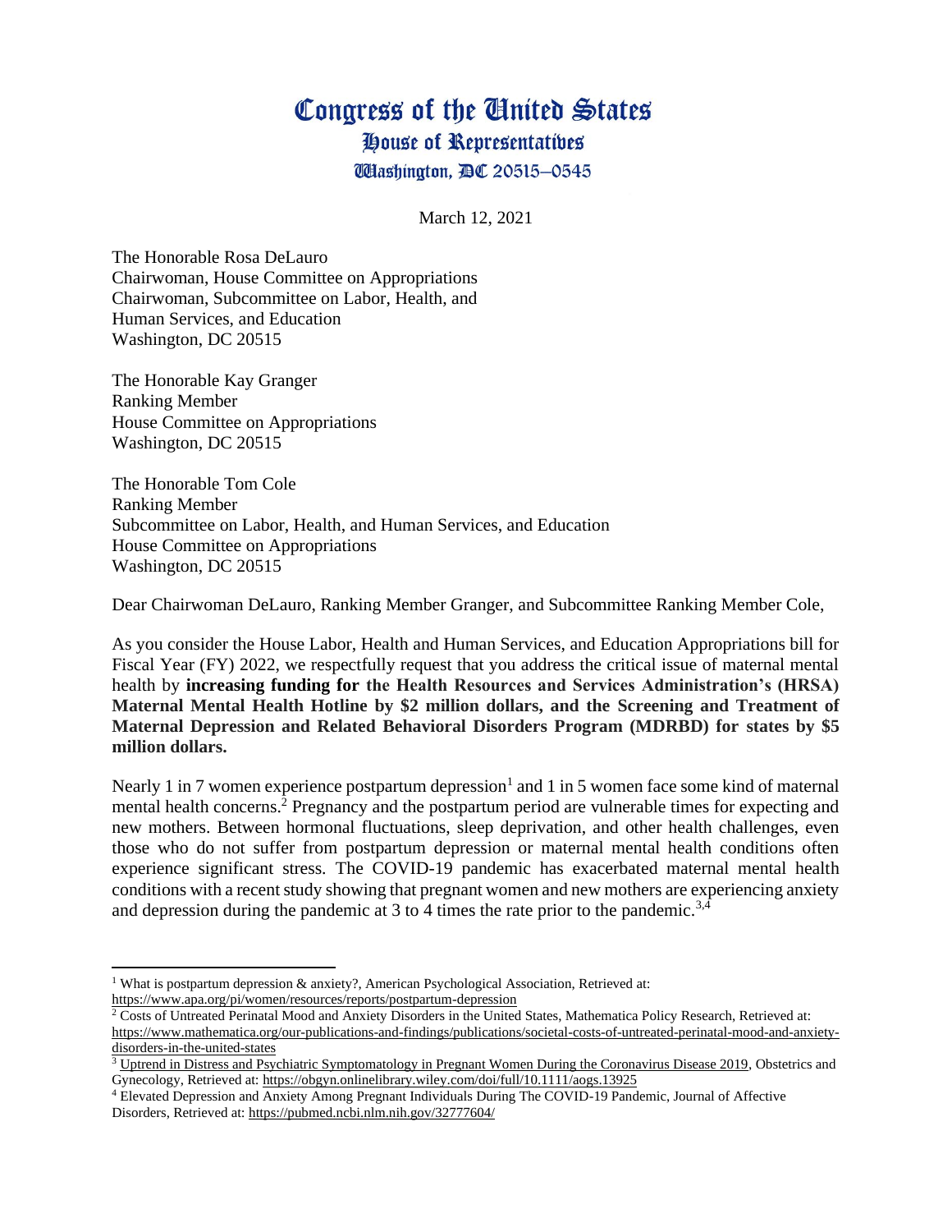# Congress of the United States
## House of Representatives
### Washington, DC 20515–0545

March 12, 2021

The Honorable Rosa DeLauro
Chairwoman, House Committee on Appropriations
Chairwoman, Subcommittee on Labor, Health, and
Human Services, and Education
Washington, DC 20515

The Honorable Kay Granger
Ranking Member
House Committee on Appropriations
Washington, DC 20515

The Honorable Tom Cole
Ranking Member
Subcommittee on Labor, Health, and Human Services, and Education
House Committee on Appropriations
Washington, DC 20515

Dear Chairwoman DeLauro, Ranking Member Granger, and Subcommittee Ranking Member Cole,

As you consider the House Labor, Health and Human Services, and Education Appropriations bill for Fiscal Year (FY) 2022, we respectfully request that you address the critical issue of maternal mental health by **increasing funding for the Health Resources and Services Administration's (HRSA) Maternal Mental Health Hotline by $2 million dollars, and the Screening and Treatment of Maternal Depression and Related Behavioral Disorders Program (MDRBD) for states by $5 million dollars.**

Nearly 1 in 7 women experience postpartum depression[1] and 1 in 5 women face some kind of maternal mental health concerns.[2] Pregnancy and the postpartum period are vulnerable times for expecting and new mothers. Between hormonal fluctuations, sleep deprivation, and other health challenges, even those who do not suffer from postpartum depression or maternal mental health conditions often experience significant stress. The COVID-19 pandemic has exacerbated maternal mental health conditions with a recent study showing that pregnant women and new mothers are experiencing anxiety and depression during the pandemic at 3 to 4 times the rate prior to the pandemic.[3,4]

---

[1] What is postpartum depression & anxiety?, American Psychological Association, Retrieved at: https://www.apa.org/pi/women/resources/reports/postpartum-depression

[2] Costs of Untreated Perinatal Mood and Anxiety Disorders in the United States, Mathematica Policy Research, Retrieved at: https://www.mathematica.org/our-publications-and-findings/publications/societal-costs-of-untreated-perinatal-mood-and-anxiety-disorders-in-the-united-states

[3] Uptrend in Distress and Psychiatric Symptomatology in Pregnant Women During the Coronavirus Disease 2019, Obstetrics and Gynecology, Retrieved at: https://obgyn.onlinelibrary.wiley.com/doi/full/10.1111/aogs.13925

[4] Elevated Depression and Anxiety Among Pregnant Individuals During The COVID-19 Pandemic, Journal of Affective Disorders, Retrieved at: https://pubmed.ncbi.nlm.nih.gov/32777604/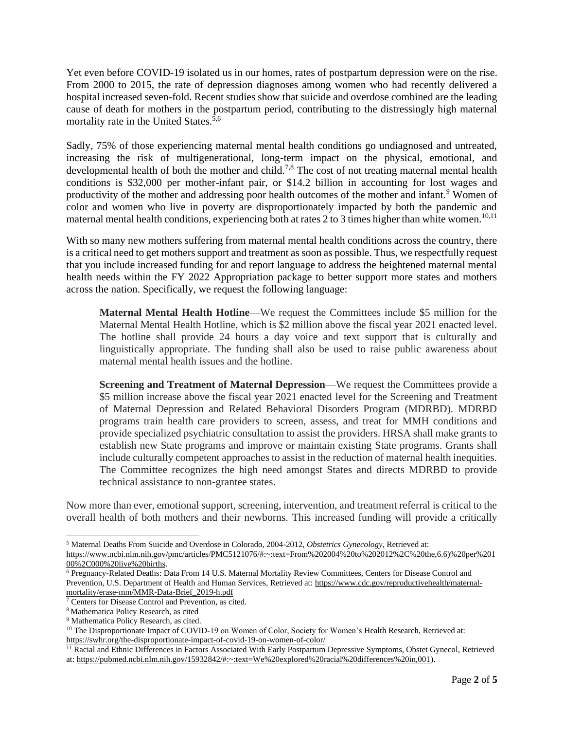Yet even before COVID-19 isolated us in our homes, rates of postpartum depression were on the rise. From 2000 to 2015, the rate of depression diagnoses among women who had recently delivered a hospital increased seven-fold. Recent studies show that suicide and overdose combined are the leading cause of death for mothers in the postpartum period, contributing to the distressingly high maternal mortality rate in the United States.[5,6]

Sadly, 75% of those experiencing maternal mental health conditions go undiagnosed and untreated, increasing the risk of multigenerational, long-term impact on the physical, emotional, and developmental health of both the mother and child.[7,8] The cost of not treating maternal mental health conditions is $32,000 per mother-infant pair, or $14.2 billion in accounting for lost wages and productivity of the mother and addressing poor health outcomes of the mother and infant.[9] Women of color and women who live in poverty are disproportionately impacted by both the pandemic and maternal mental health conditions, experiencing both at rates 2 to 3 times higher than white women.[10,11]

With so many new mothers suffering from maternal mental health conditions across the country, there is a critical need to get mothers support and treatment as soon as possible. Thus, we respectfully request that you include increased funding for and report language to address the heightened maternal mental health needs within the FY 2022 Appropriation package to better support more states and mothers across the nation. Specifically, we request the following language:

> **Maternal Mental Health Hotline**—We request the Committees include $5 million for the Maternal Mental Health Hotline, which is $2 million above the fiscal year 2021 enacted level. The hotline shall provide 24 hours a day voice and text support that is culturally and linguistically appropriate. The funding shall also be used to raise public awareness about maternal mental health issues and the hotline.
>
> **Screening and Treatment of Maternal Depression**—We request the Committees provide a $5 million increase above the fiscal year 2021 enacted level for the Screening and Treatment of Maternal Depression and Related Behavioral Disorders Program (MDRBD). MDRBD programs train health care providers to screen, assess, and treat for MMH conditions and provide specialized psychiatric consultation to assist the providers. HRSA shall make grants to establish new State programs and improve or maintain existing State programs. Grants shall include culturally competent approaches to assist in the reduction of maternal health inequities. The Committee recognizes the high need amongst States and directs MDRBD to provide technical assistance to non-grantee states.

Now more than ever, emotional support, screening, intervention, and treatment referral is critical to the overall health of both mothers and their newborns. This increased funding will provide a critically

---

[5] Maternal Deaths From Suicide and Overdose in Colorado, 2004-2012, *Obstetrics Gynecology*, Retrieved at: https://www.ncbi.nlm.nih.gov/pmc/articles/PMC5121076/#:~:text=From%202004%20to%202012%2C%20the,6.6)%20per%20100%2C000%20live%20births.

[6] Pregnancy-Related Deaths: Data From 14 U.S. Maternal Mortality Review Committees, Centers for Disease Control and Prevention, U.S. Department of Health and Human Services, Retrieved at: https://www.cdc.gov/reproductivehealth/maternal-mortality/erase-mm/MMR-Data-Brief_2019-h.pdf

[7] Centers for Disease Control and Prevention, as cited.

[8] Mathematica Policy Research, as cited

[9] Mathematica Policy Research, as cited.

[10] The Disproportionate Impact of COVID-19 on Women of Color, Society for Women's Health Research, Retrieved at: https://swhr.org/the-disproportionate-impact-of-covid-19-on-women-of-color/

[11] Racial and Ethnic Differences in Factors Associated With Early Postpartum Depressive Symptoms, Obstet Gynecol, Retrieved at: https://pubmed.ncbi.nlm.nih.gov/15932842/#:~:text=We%20explored%20racial%20differences%20in,001).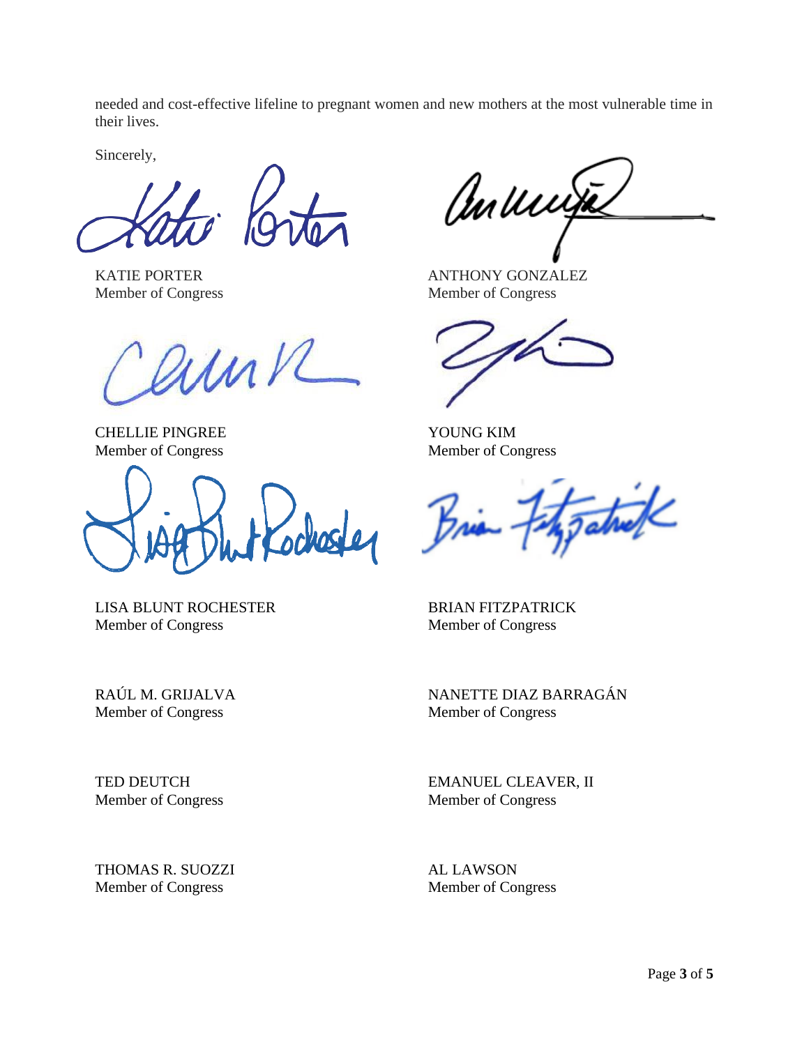needed and cost-effective lifeline to pregnant women and new mothers at the most vulnerable time in their lives.

Sincerely,

KATIE PORTER
Member of Congress

ANTHONY GONZALEZ
Member of Congress

CHELLIE PINGREE
Member of Congress

YOUNG KIM
Member of Congress

LISA BLUNT ROCHESTER
Member of Congress

BRIAN FITZPATRICK
Member of Congress

RAÚL M. GRIJALVA
Member of Congress

NANETTE DIAZ BARRAGÁN
Member of Congress

TED DEUTCH
Member of Congress

EMANUEL CLEAVER, II
Member of Congress

THOMAS R. SUOZZI
Member of Congress

AL LAWSON
Member of Congress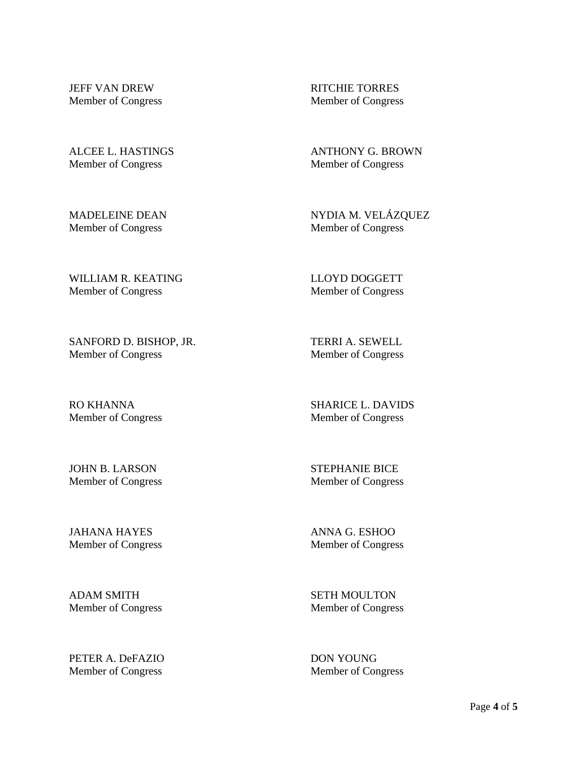JEFF VAN DREW
Member of Congress

RITCHIE TORRES
Member of Congress

ALCEE L. HASTINGS
Member of Congress

ANTHONY G. BROWN
Member of Congress

MADELEINE DEAN
Member of Congress

NYDIA M. VELÁZQUEZ
Member of Congress

WILLIAM R. KEATING
Member of Congress

LLOYD DOGGETT
Member of Congress

SANFORD D. BISHOP, JR.
Member of Congress

TERRI A. SEWELL
Member of Congress

RO KHANNA
Member of Congress

SHARICE L. DAVIDS
Member of Congress

JOHN B. LARSON
Member of Congress

STEPHANIE BICE
Member of Congress

JAHANA HAYES
Member of Congress

ANNA G. ESHOO
Member of Congress

ADAM SMITH
Member of Congress

SETH MOULTON
Member of Congress

PETER A. DeFAZIO
Member of Congress

DON YOUNG
Member of Congress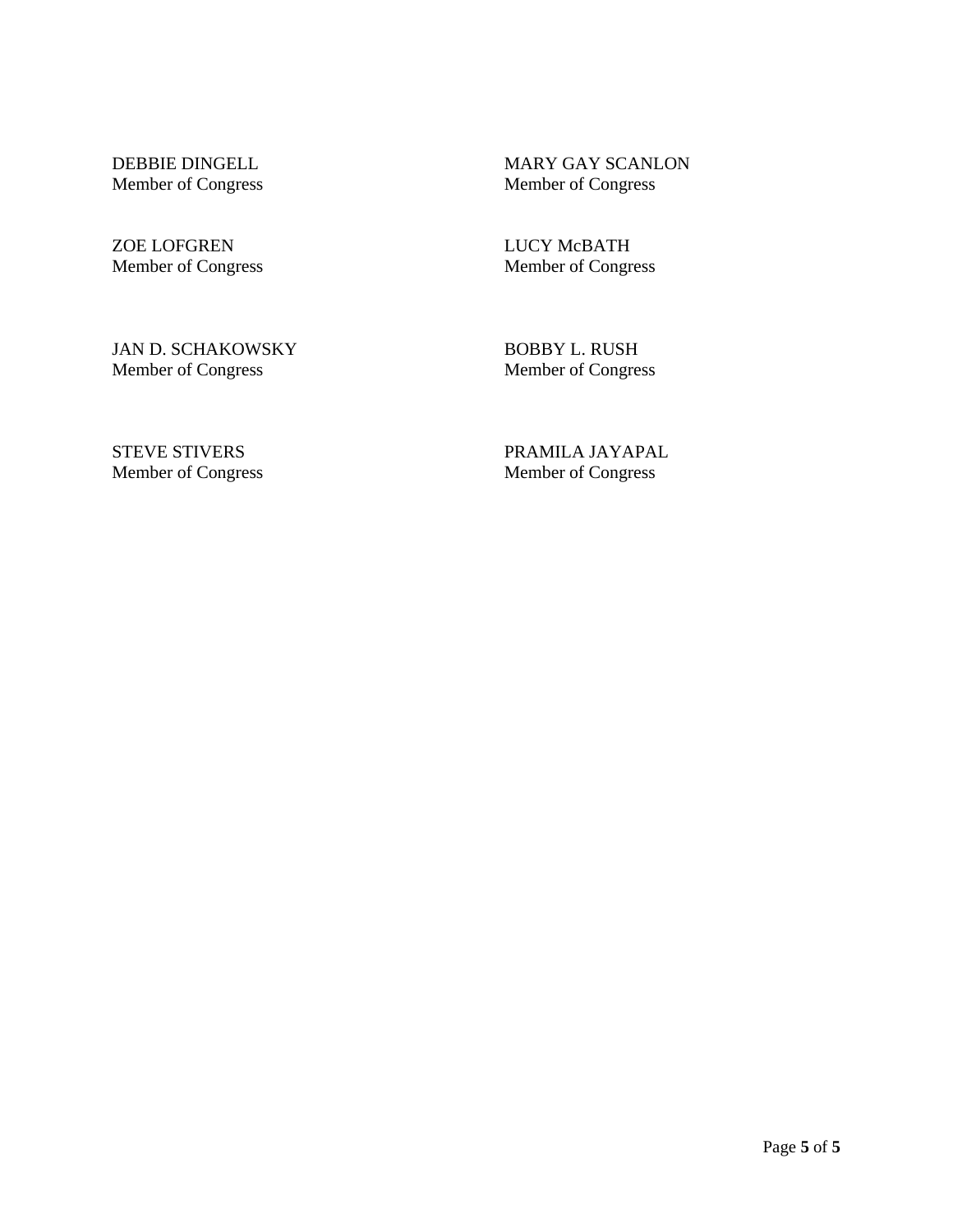DEBBIE DINGELL
Member of Congress

MARY GAY SCANLON
Member of Congress

ZOE LOFGREN
Member of Congress

LUCY McBATH
Member of Congress

JAN D. SCHAKOWSKY
Member of Congress

BOBBY L. RUSH
Member of Congress

STEVE STIVERS
Member of Congress

PRAMILA JAYAPAL
Member of Congress